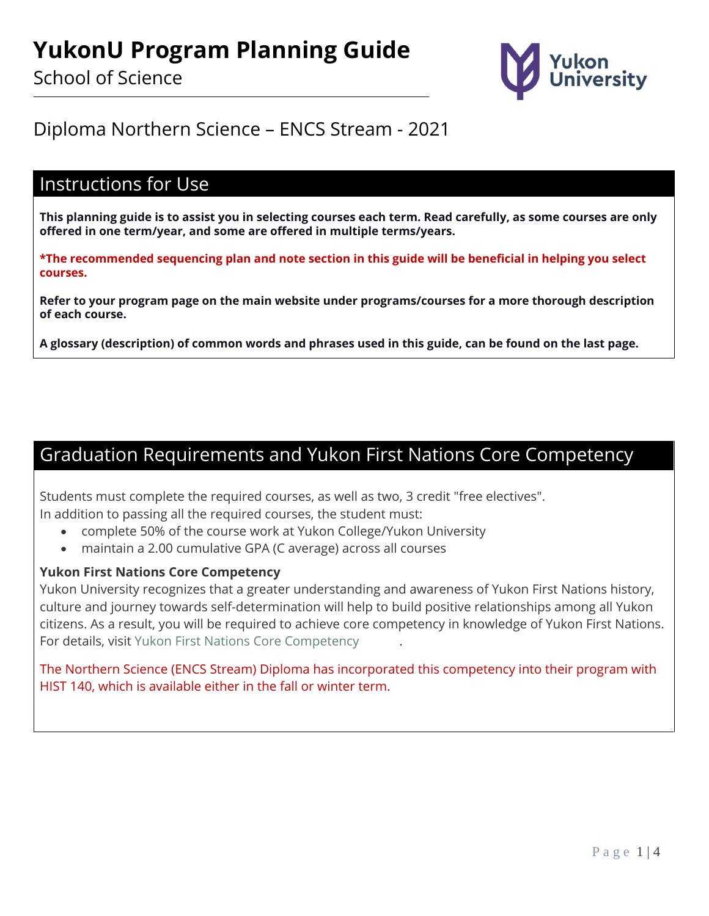# YukonU Program Planning Guide

School of Science

## Diploma Northern Science – ENCS Stream - 2021

## Instructions for Use

**This planning guide is to assist you in selecting courses each term. Read carefully, as some courses are only offered in one term/year, and some are offered in multiple terms/years.**

***The recommended sequencing plan and note section in this guide will be beneficial in helping you select courses.**

**Refer to your program page on the main website under programs/courses for a more thorough description of each course.**

**A glossary (description) of common words and phrases used in this guide, can be found on the last page.**

## Graduation Requirements and Yukon First Nations Core Competency

Students must complete the required courses, as well as two, 3 credit "free electives".
In addition to passing all the required courses, the student must:

- complete 50% of the course work at Yukon College/Yukon University
- maintain a 2.00 cumulative GPA (C average) across all courses

**Yukon First Nations Core Competency**

Yukon University recognizes that a greater understanding and awareness of Yukon First Nations history, culture and journey towards self-determination will help to build positive relationships among all Yukon citizens. As a result, you will be required to achieve core competency in knowledge of Yukon First Nations. For details, visit Yukon First Nations Core Competency.

The Northern Science (ENCS Stream) Diploma has incorporated this competency into their program with HIST 140, which is available either in the fall or winter term.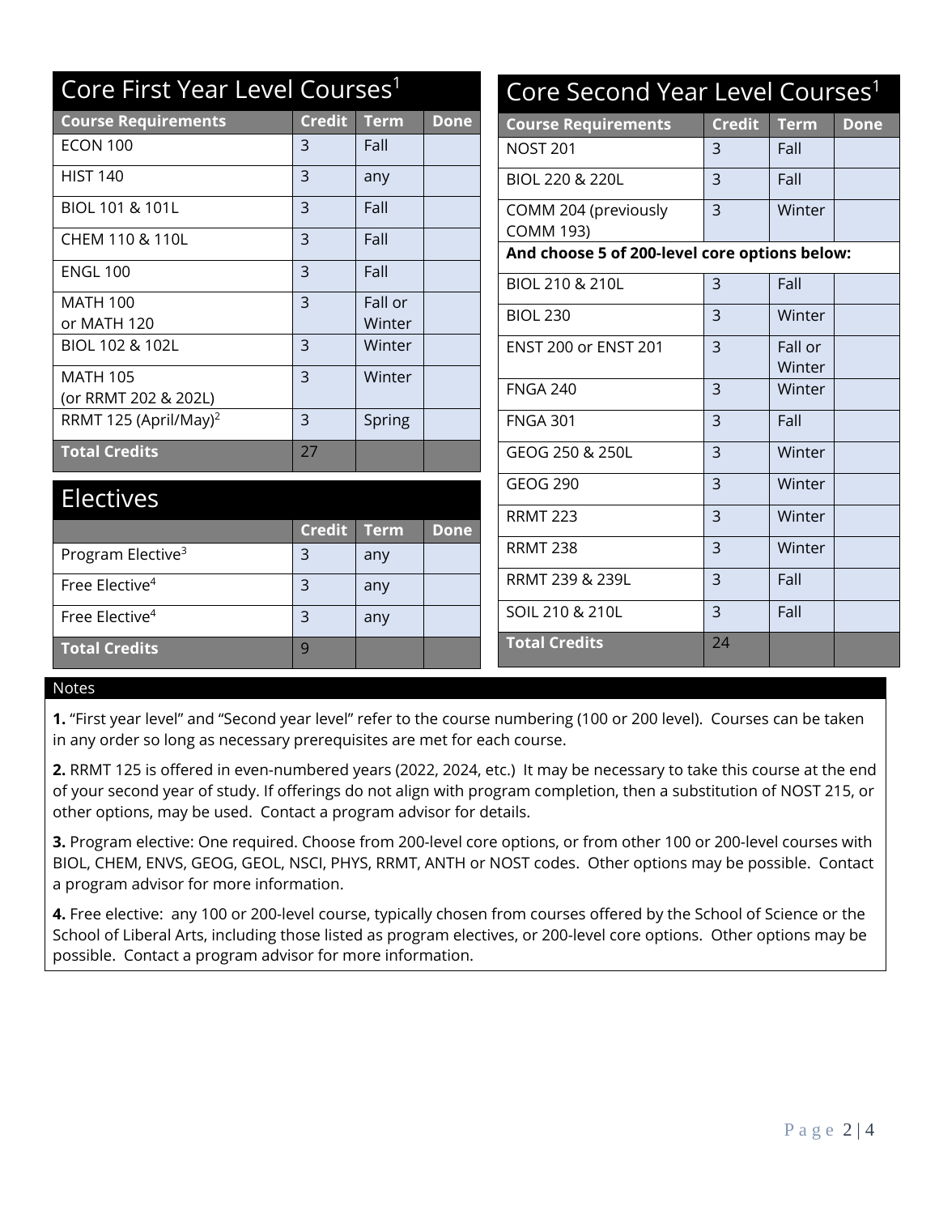## Core First Year Level Courses[1]

| Course Requirements | Credit | Term | Done |
|---|---|---|---|
| ECON 100 | 3 | Fall | |
| HIST 140 | 3 | any | |
| BIOL 101 & 101L | 3 | Fall | |
| CHEM 110 & 110L | 3 | Fall | |
| ENGL 100 | 3 | Fall | |
| MATH 100 or MATH 120 | 3 | Fall or Winter | |
| BIOL 102 & 102L | 3 | Winter | |
| MATH 105 (or RRMT 202 & 202L) | 3 | Winter | |
| RRMT 125 (April/May)[2] | 3 | Spring | |
| **Total Credits** | 27 | | |

## Electives

| | Credit | Term | Done |
|---|---|---|---|
| Program Elective[3] | 3 | any | |
| Free Elective[4] | 3 | any | |
| Free Elective[4] | 3 | any | |
| **Total Credits** | 9 | | |

## Core Second Year Level Courses[1]

| Course Requirements | Credit | Term | Done |
|---|---|---|---|
| NOST 201 | 3 | Fall | |
| BIOL 220 & 220L | 3 | Fall | |
| COMM 204 (previously COMM 193) | 3 | Winter | |
| **And choose 5 of 200-level core options below:** | | | |
| BIOL 210 & 210L | 3 | Fall | |
| BIOL 230 | 3 | Winter | |
| ENST 200 or ENST 201 | 3 | Fall or Winter | |
| FNGA 240 | 3 | Winter | |
| FNGA 301 | 3 | Fall | |
| GEOG 250 & 250L | 3 | Winter | |
| GEOG 290 | 3 | Winter | |
| RRMT 223 | 3 | Winter | |
| RRMT 238 | 3 | Winter | |
| RRMT 239 & 239L | 3 | Fall | |
| SOIL 210 & 210L | 3 | Fall | |
| **Total Credits** | 24 | | |

### Notes

**1.** "First year level" and "Second year level" refer to the course numbering (100 or 200 level). Courses can be taken in any order so long as necessary prerequisites are met for each course.

**2.** RRMT 125 is offered in even-numbered years (2022, 2024, etc.) It may be necessary to take this course at the end of your second year of study. If offerings do not align with program completion, then a substitution of NOST 215, or other options, may be used. Contact a program advisor for details.

**3.** Program elective: One required. Choose from 200-level core options, or from other 100 or 200-level courses with BIOL, CHEM, ENVS, GEOG, GEOL, NSCI, PHYS, RRMT, ANTH or NOST codes. Other options may be possible. Contact a program advisor for more information.

**4.** Free elective: any 100 or 200-level course, typically chosen from courses offered by the School of Science or the School of Liberal Arts, including those listed as program electives, or 200-level core options. Other options may be possible. Contact a program advisor for more information.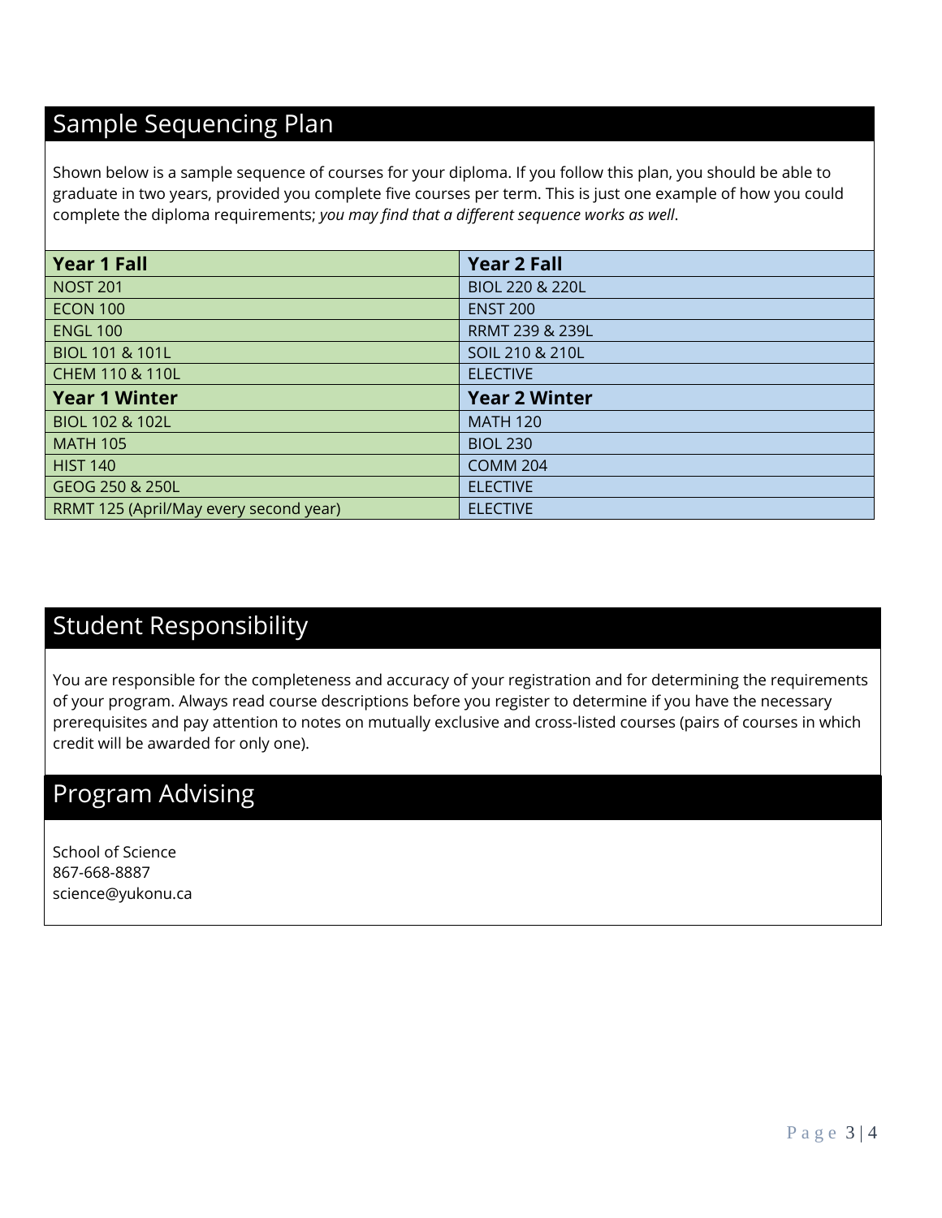## Sample Sequencing Plan

Shown below is a sample sequence of courses for your diploma. If you follow this plan, you should be able to graduate in two years, provided you complete five courses per term. This is just one example of how you could complete the diploma requirements; *you may find that a different sequence works as well*.

| **Year 1 Fall** | **Year 2 Fall** |
|---|---|
| NOST 201 | BIOL 220 & 220L |
| ECON 100 | ENST 200 |
| ENGL 100 | RRMT 239 & 239L |
| BIOL 101 & 101L | SOIL 210 & 210L |
| CHEM 110 & 110L | ELECTIVE |
| **Year 1 Winter** | **Year 2 Winter** |
| BIOL 102 & 102L | MATH 120 |
| MATH 105 | BIOL 230 |
| HIST 140 | COMM 204 |
| GEOG 250 & 250L | ELECTIVE |
| RRMT 125 (April/May every second year) | ELECTIVE |

## Student Responsibility

You are responsible for the completeness and accuracy of your registration and for determining the requirements of your program. Always read course descriptions before you register to determine if you have the necessary prerequisites and pay attention to notes on mutually exclusive and cross-listed courses (pairs of courses in which credit will be awarded for only one).

## Program Advising

School of Science
867-668-8887
science@yukonu.ca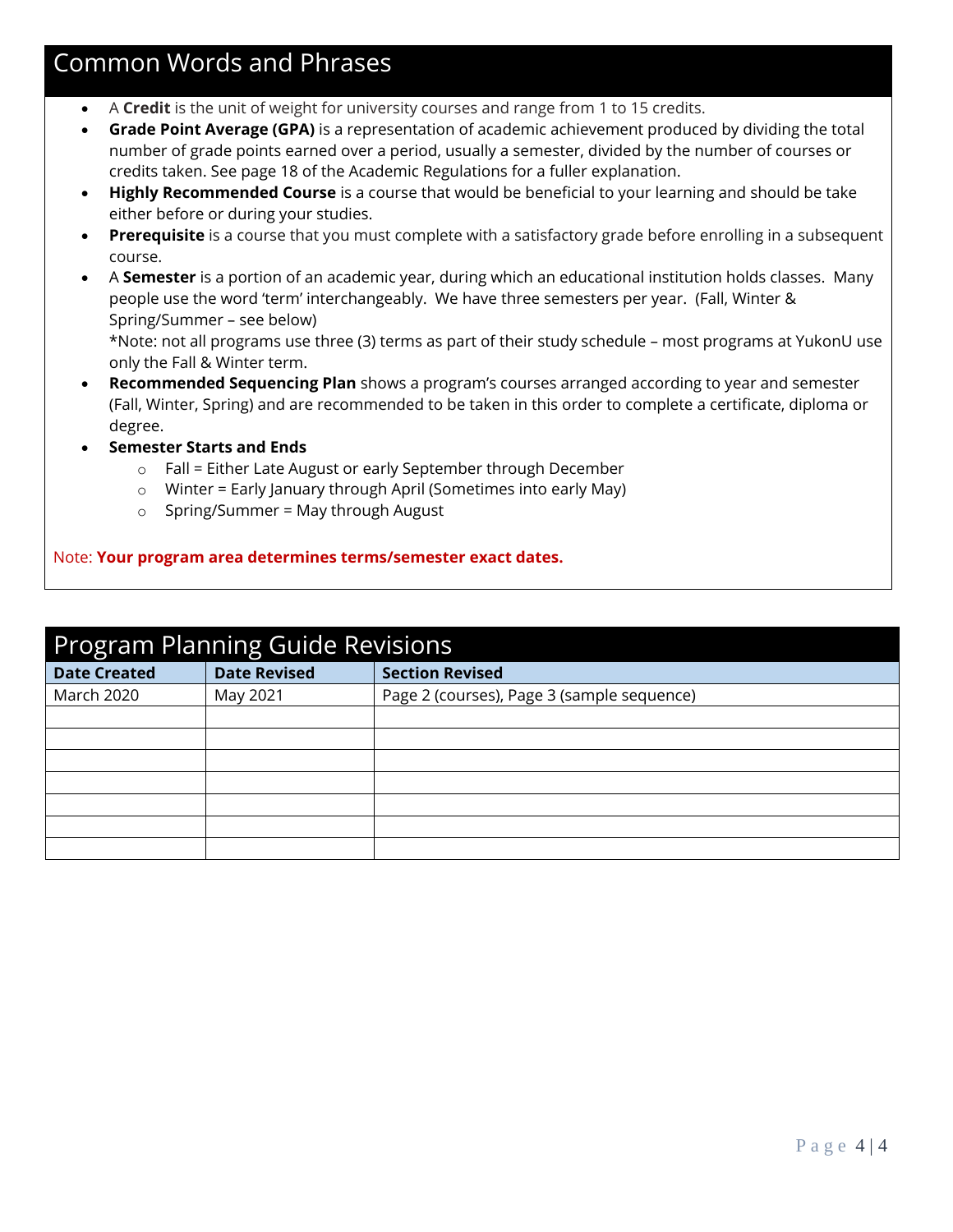## Common Words and Phrases

- A **Credit** is the unit of weight for university courses and range from 1 to 15 credits.
- **Grade Point Average (GPA)** is a representation of academic achievement produced by dividing the total number of grade points earned over a period, usually a semester, divided by the number of courses or credits taken. See page 18 of the Academic Regulations for a fuller explanation.
- **Highly Recommended Course** is a course that would be beneficial to your learning and should be take either before or during your studies.
- **Prerequisite** is a course that you must complete with a satisfactory grade before enrolling in a subsequent course.
- A **Semester** is a portion of an academic year, during which an educational institution holds classes. Many people use the word 'term' interchangeably. We have three semesters per year. (Fall, Winter & Spring/Summer – see below)
  *Note: not all programs use three (3) terms as part of their study schedule – most programs at YukonU use only the Fall & Winter term.
- **Recommended Sequencing Plan** shows a program's courses arranged according to year and semester (Fall, Winter, Spring) and are recommended to be taken in this order to complete a certificate, diploma or degree.
- **Semester Starts and Ends**
  - Fall = Either Late August or early September through December
  - Winter = Early January through April (Sometimes into early May)
  - Spring/Summer = May through August

Note: **Your program area determines terms/semester exact dates.**

## Program Planning Guide Revisions

| Date Created | Date Revised | Section Revised |
|---|---|---|
| March 2020 | May 2021 | Page 2 (courses), Page 3 (sample sequence) |
| | | |
| | | |
| | | |
| | | |
| | | |
| | | |
| | | |